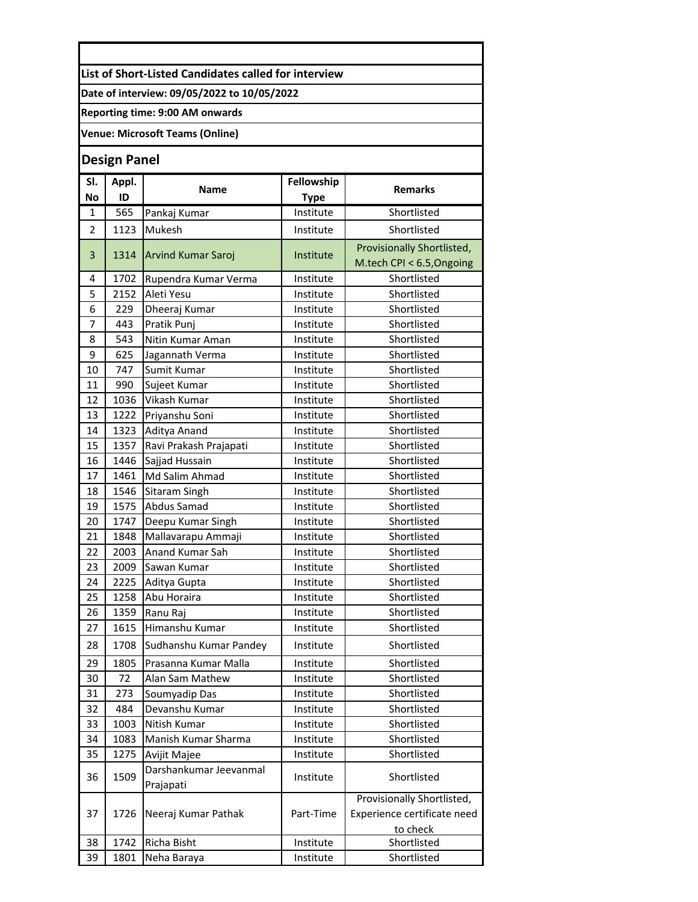**List of Short-Listed Candidates called for interview**

**Date of interview: 09/05/2022 to 10/05/2022**

**Reporting time: 9:00 AM onwards**

**Venue: Microsoft Teams (Online)**

## Design Panel

| Sl. No | Appl. ID | Name | Fellowship Type | Remarks |
|---|---|---|---|---|
| 1 | 565 | Pankaj Kumar | Institute | Shortlisted |
| 2 | 1123 | Mukesh | Institute | Shortlisted |
| 3 | 1314 | Arvind Kumar Saroj | Institute | Provisionally Shortlisted, M.tech CPI < 6.5,Ongoing |
| 4 | 1702 | Rupendra Kumar Verma | Institute | Shortlisted |
| 5 | 2152 | Aleti Yesu | Institute | Shortlisted |
| 6 | 229 | Dheeraj Kumar | Institute | Shortlisted |
| 7 | 443 | Pratik Punj | Institute | Shortlisted |
| 8 | 543 | Nitin Kumar Aman | Institute | Shortlisted |
| 9 | 625 | Jagannath Verma | Institute | Shortlisted |
| 10 | 747 | Sumit Kumar | Institute | Shortlisted |
| 11 | 990 | Sujeet Kumar | Institute | Shortlisted |
| 12 | 1036 | Vikash Kumar | Institute | Shortlisted |
| 13 | 1222 | Priyanshu Soni | Institute | Shortlisted |
| 14 | 1323 | Aditya Anand | Institute | Shortlisted |
| 15 | 1357 | Ravi Prakash Prajapati | Institute | Shortlisted |
| 16 | 1446 | Sajjad Hussain | Institute | Shortlisted |
| 17 | 1461 | Md Salim Ahmad | Institute | Shortlisted |
| 18 | 1546 | Sitaram Singh | Institute | Shortlisted |
| 19 | 1575 | Abdus Samad | Institute | Shortlisted |
| 20 | 1747 | Deepu Kumar Singh | Institute | Shortlisted |
| 21 | 1848 | Mallavarapu Ammaji | Institute | Shortlisted |
| 22 | 2003 | Anand Kumar Sah | Institute | Shortlisted |
| 23 | 2009 | Sawan Kumar | Institute | Shortlisted |
| 24 | 2225 | Aditya Gupta | Institute | Shortlisted |
| 25 | 1258 | Abu Horaira | Institute | Shortlisted |
| 26 | 1359 | Ranu Raj | Institute | Shortlisted |
| 27 | 1615 | Himanshu Kumar | Institute | Shortlisted |
| 28 | 1708 | Sudhanshu Kumar Pandey | Institute | Shortlisted |
| 29 | 1805 | Prasanna Kumar Malla | Institute | Shortlisted |
| 30 | 72 | Alan Sam Mathew | Institute | Shortlisted |
| 31 | 273 | Soumyadip Das | Institute | Shortlisted |
| 32 | 484 | Devanshu Kumar | Institute | Shortlisted |
| 33 | 1003 | Nitish Kumar | Institute | Shortlisted |
| 34 | 1083 | Manish Kumar Sharma | Institute | Shortlisted |
| 35 | 1275 | Avijit Majee | Institute | Shortlisted |
| 36 | 1509 | Darshankumar Jeevanmal Prajapati | Institute | Shortlisted |
| 37 | 1726 | Neeraj Kumar Pathak | Part-Time | Provisionally Shortlisted, Experience certificate need to check |
| 38 | 1742 | Richa Bisht | Institute | Shortlisted |
| 39 | 1801 | Neha Baraya | Institute | Shortlisted |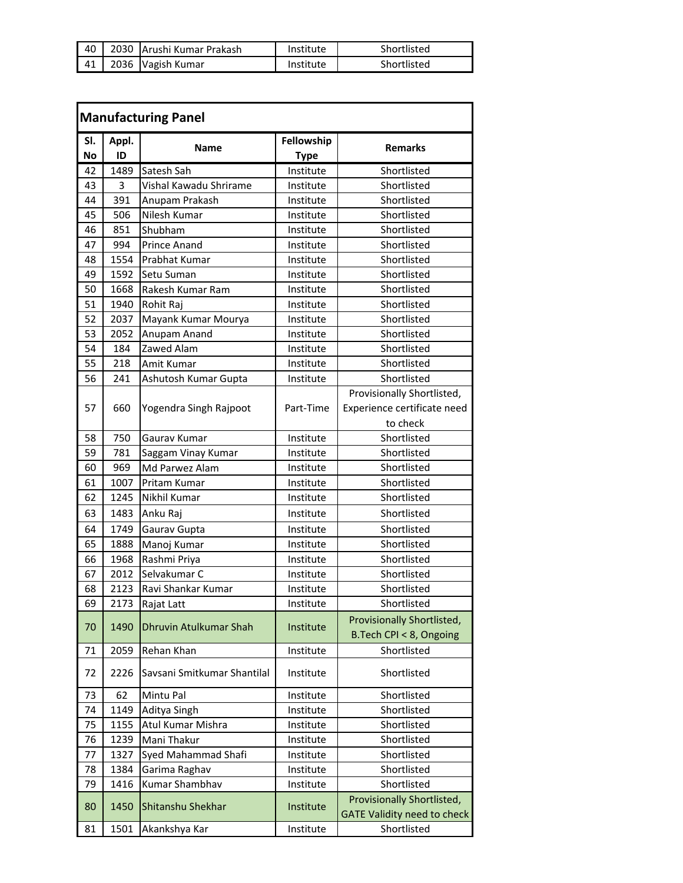| Sl. No | Appl. ID | Name | Fellowship Type | Remarks |
|---|---|---|---|---|
| 40 | 2030 | Arushi Kumar Prakash | Institute | Shortlisted |
| 41 | 2036 | Vagish Kumar | Institute | Shortlisted |

## Manufacturing Panel

| Sl. No | Appl. ID | Name | Fellowship Type | Remarks |
|---|---|---|---|---|
| 42 | 1489 | Satesh Sah | Institute | Shortlisted |
| 43 | 3 | Vishal Kawadu Shrirame | Institute | Shortlisted |
| 44 | 391 | Anupam Prakash | Institute | Shortlisted |
| 45 | 506 | Nilesh Kumar | Institute | Shortlisted |
| 46 | 851 | Shubham | Institute | Shortlisted |
| 47 | 994 | Prince Anand | Institute | Shortlisted |
| 48 | 1554 | Prabhat Kumar | Institute | Shortlisted |
| 49 | 1592 | Setu Suman | Institute | Shortlisted |
| 50 | 1668 | Rakesh Kumar Ram | Institute | Shortlisted |
| 51 | 1940 | Rohit Raj | Institute | Shortlisted |
| 52 | 2037 | Mayank Kumar Mourya | Institute | Shortlisted |
| 53 | 2052 | Anupam Anand | Institute | Shortlisted |
| 54 | 184 | Zawed Alam | Institute | Shortlisted |
| 55 | 218 | Amit Kumar | Institute | Shortlisted |
| 56 | 241 | Ashutosh Kumar Gupta | Institute | Shortlisted |
| 57 | 660 | Yogendra Singh Rajpoot | Part-Time | Provisionally Shortlisted, Experience certificate need to check |
| 58 | 750 | Gaurav Kumar | Institute | Shortlisted |
| 59 | 781 | Saggam Vinay Kumar | Institute | Shortlisted |
| 60 | 969 | Md Parwez Alam | Institute | Shortlisted |
| 61 | 1007 | Pritam Kumar | Institute | Shortlisted |
| 62 | 1245 | Nikhil Kumar | Institute | Shortlisted |
| 63 | 1483 | Anku Raj | Institute | Shortlisted |
| 64 | 1749 | Gaurav Gupta | Institute | Shortlisted |
| 65 | 1888 | Manoj Kumar | Institute | Shortlisted |
| 66 | 1968 | Rashmi Priya | Institute | Shortlisted |
| 67 | 2012 | Selvakumar C | Institute | Shortlisted |
| 68 | 2123 | Ravi Shankar Kumar | Institute | Shortlisted |
| 69 | 2173 | Rajat Latt | Institute | Shortlisted |
| 70 | 1490 | Dhruvin Atulkumar Shah | Institute | Provisionally Shortlisted, B.Tech CPI < 8, Ongoing |
| 71 | 2059 | Rehan Khan | Institute | Shortlisted |
| 72 | 2226 | Savsani Smitkumar Shantilal | Institute | Shortlisted |
| 73 | 62 | Mintu Pal | Institute | Shortlisted |
| 74 | 1149 | Aditya Singh | Institute | Shortlisted |
| 75 | 1155 | Atul Kumar Mishra | Institute | Shortlisted |
| 76 | 1239 | Mani Thakur | Institute | Shortlisted |
| 77 | 1327 | Syed Mahammad Shafi | Institute | Shortlisted |
| 78 | 1384 | Garima Raghav | Institute | Shortlisted |
| 79 | 1416 | Kumar Shambhav | Institute | Shortlisted |
| 80 | 1450 | Shitanshu Shekhar | Institute | Provisionally Shortlisted, GATE Validity need to check |
| 81 | 1501 | Akankshya Kar | Institute | Shortlisted |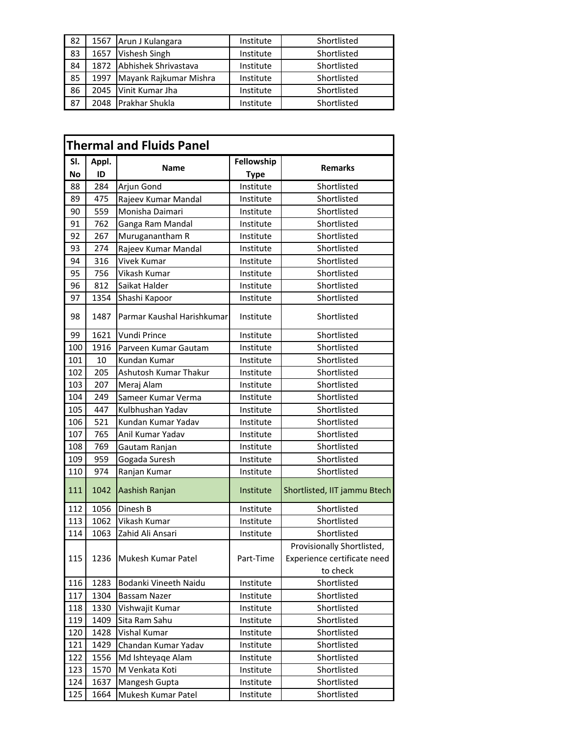| Sl. No | Appl. ID | Name | Fellowship Type | Remarks |
| --- | --- | --- | --- | --- |
| 82 | 1567 | Arun J Kulangara | Institute | Shortlisted |
| 83 | 1657 | Vishesh Singh | Institute | Shortlisted |
| 84 | 1872 | Abhishek Shrivastava | Institute | Shortlisted |
| 85 | 1997 | Mayank Rajkumar Mishra | Institute | Shortlisted |
| 86 | 2045 | Vinit Kumar Jha | Institute | Shortlisted |
| 87 | 2048 | Prakhar Shukla | Institute | Shortlisted |

## Thermal and Fluids Panel

| Sl. No | Appl. ID | Name | Fellowship Type | Remarks |
| --- | --- | --- | --- | --- |
| 88 | 284 | Arjun Gond | Institute | Shortlisted |
| 89 | 475 | Rajeev Kumar Mandal | Institute | Shortlisted |
| 90 | 559 | Monisha Daimari | Institute | Shortlisted |
| 91 | 762 | Ganga Ram Mandal | Institute | Shortlisted |
| 92 | 267 | Muruganantham R | Institute | Shortlisted |
| 93 | 274 | Rajeev Kumar Mandal | Institute | Shortlisted |
| 94 | 316 | Vivek Kumar | Institute | Shortlisted |
| 95 | 756 | Vikash Kumar | Institute | Shortlisted |
| 96 | 812 | Saikat Halder | Institute | Shortlisted |
| 97 | 1354 | Shashi Kapoor | Institute | Shortlisted |
| 98 | 1487 | Parmar Kaushal Harishkumar | Institute | Shortlisted |
| 99 | 1621 | Vundi Prince | Institute | Shortlisted |
| 100 | 1916 | Parveen Kumar Gautam | Institute | Shortlisted |
| 101 | 10 | Kundan Kumar | Institute | Shortlisted |
| 102 | 205 | Ashutosh Kumar Thakur | Institute | Shortlisted |
| 103 | 207 | Meraj Alam | Institute | Shortlisted |
| 104 | 249 | Sameer Kumar Verma | Institute | Shortlisted |
| 105 | 447 | Kulbhushan Yadav | Institute | Shortlisted |
| 106 | 521 | Kundan Kumar Yadav | Institute | Shortlisted |
| 107 | 765 | Anil Kumar Yadav | Institute | Shortlisted |
| 108 | 769 | Gautam Ranjan | Institute | Shortlisted |
| 109 | 959 | Gogada Suresh | Institute | Shortlisted |
| 110 | 974 | Ranjan Kumar | Institute | Shortlisted |
| 111 | 1042 | Aashish Ranjan | Institute | Shortlisted, IIT jammu Btech |
| 112 | 1056 | Dinesh B | Institute | Shortlisted |
| 113 | 1062 | Vikash Kumar | Institute | Shortlisted |
| 114 | 1063 | Zahid Ali Ansari | Institute | Shortlisted |
| 115 | 1236 | Mukesh Kumar Patel | Part-Time | Provisionally Shortlisted, Experience certificate need to check |
| 116 | 1283 | Bodanki Vineeth Naidu | Institute | Shortlisted |
| 117 | 1304 | Bassam Nazer | Institute | Shortlisted |
| 118 | 1330 | Vishwajit Kumar | Institute | Shortlisted |
| 119 | 1409 | Sita Ram Sahu | Institute | Shortlisted |
| 120 | 1428 | Vishal Kumar | Institute | Shortlisted |
| 121 | 1429 | Chandan Kumar Yadav | Institute | Shortlisted |
| 122 | 1556 | Md Ishteyaqe Alam | Institute | Shortlisted |
| 123 | 1570 | M Venkata Koti | Institute | Shortlisted |
| 124 | 1637 | Mangesh Gupta | Institute | Shortlisted |
| 125 | 1664 | Mukesh Kumar Patel | Institute | Shortlisted |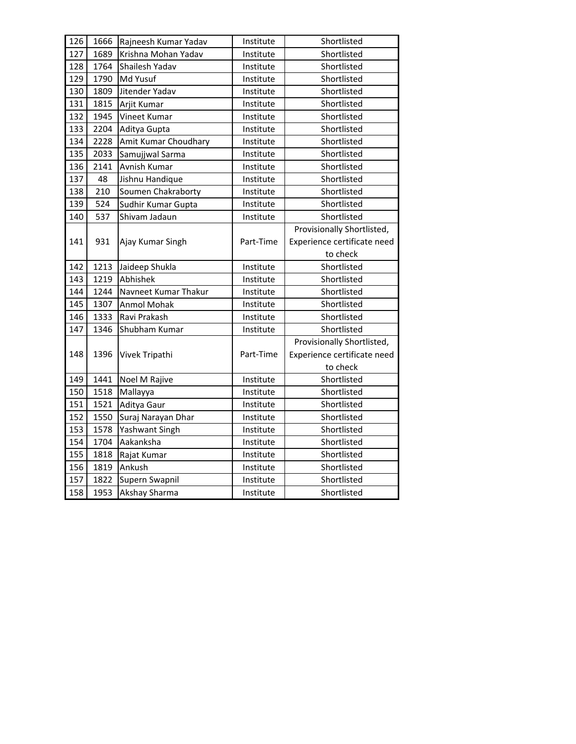| | | | | |
|---|---|---|---|---|
| 126 | 1666 | Rajneesh Kumar Yadav | Institute | Shortlisted |
| 127 | 1689 | Krishna Mohan Yadav | Institute | Shortlisted |
| 128 | 1764 | Shailesh Yadav | Institute | Shortlisted |
| 129 | 1790 | Md Yusuf | Institute | Shortlisted |
| 130 | 1809 | Jitender Yadav | Institute | Shortlisted |
| 131 | 1815 | Arjit Kumar | Institute | Shortlisted |
| 132 | 1945 | Vineet Kumar | Institute | Shortlisted |
| 133 | 2204 | Aditya Gupta | Institute | Shortlisted |
| 134 | 2228 | Amit Kumar Choudhary | Institute | Shortlisted |
| 135 | 2033 | Samujjwal Sarma | Institute | Shortlisted |
| 136 | 2141 | Avnish Kumar | Institute | Shortlisted |
| 137 | 48 | Jishnu Handique | Institute | Shortlisted |
| 138 | 210 | Soumen Chakraborty | Institute | Shortlisted |
| 139 | 524 | Sudhir Kumar Gupta | Institute | Shortlisted |
| 140 | 537 | Shivam Jadaun | Institute | Shortlisted |
| 141 | 931 | Ajay Kumar Singh | Part-Time | Provisionally Shortlisted, Experience certificate need to check |
| 142 | 1213 | Jaideep Shukla | Institute | Shortlisted |
| 143 | 1219 | Abhishek | Institute | Shortlisted |
| 144 | 1244 | Navneet Kumar Thakur | Institute | Shortlisted |
| 145 | 1307 | Anmol Mohak | Institute | Shortlisted |
| 146 | 1333 | Ravi Prakash | Institute | Shortlisted |
| 147 | 1346 | Shubham Kumar | Institute | Shortlisted |
| 148 | 1396 | Vivek Tripathi | Part-Time | Provisionally Shortlisted, Experience certificate need to check |
| 149 | 1441 | Noel M Rajive | Institute | Shortlisted |
| 150 | 1518 | Mallayya | Institute | Shortlisted |
| 151 | 1521 | Aditya Gaur | Institute | Shortlisted |
| 152 | 1550 | Suraj Narayan Dhar | Institute | Shortlisted |
| 153 | 1578 | Yashwant Singh | Institute | Shortlisted |
| 154 | 1704 | Aakanksha | Institute | Shortlisted |
| 155 | 1818 | Rajat Kumar | Institute | Shortlisted |
| 156 | 1819 | Ankush | Institute | Shortlisted |
| 157 | 1822 | Supern Swapnil | Institute | Shortlisted |
| 158 | 1953 | Akshay Sharma | Institute | Shortlisted |